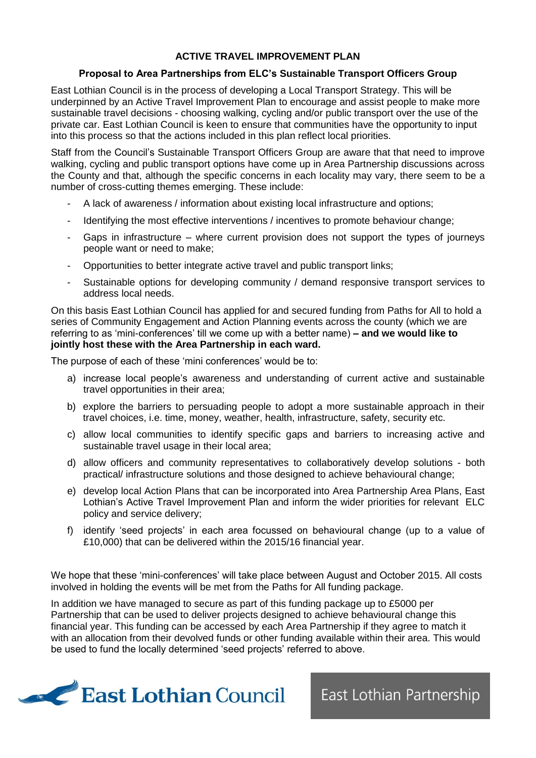# ACTIVE TRAVEL IMPROVEMENT PLAN

## Proposal to Area Partnerships from ELC's Sustainable Transport Officers Group

East Lothian Council is in the process of developing a Local Transport Strategy. This will be underpinned by an Active Travel Improvement Plan to encourage and assist people to make more sustainable travel decisions - choosing walking, cycling and/or public transport over the use of the private car. East Lothian Council is keen to ensure that communities have the opportunity to input into this process so that the actions included in this plan reflect local priorities.

Staff from the Council's Sustainable Transport Officers Group are aware that that need to improve walking, cycling and public transport options have come up in Area Partnership discussions across the County and that, although the specific concerns in each locality may vary, there seem to be a number of cross-cutting themes emerging. These include:

- A lack of awareness / information about existing local infrastructure and options;
- Identifying the most effective interventions / incentives to promote behaviour change;
- Gaps in infrastructure – where current provision does not support the types of journeys people want or need to make;
- Opportunities to better integrate active travel and public transport links;
- Sustainable options for developing community / demand responsive transport services to address local needs.

On this basis East Lothian Council has applied for and secured funding from Paths for All to hold a series of Community Engagement and Action Planning events across the county (which we are referring to as 'mini-conferences' till we come up with a better name) **– and we would like to jointly host these with the Area Partnership in each ward.**

The purpose of each of these 'mini conferences' would be to:

a) increase local people's awareness and understanding of current active and sustainable travel opportunities in their area;
b) explore the barriers to persuading people to adopt a more sustainable approach in their travel choices, i.e. time, money, weather, health, infrastructure, safety, security etc.
c) allow local communities to identify specific gaps and barriers to increasing active and sustainable travel usage in their local area;
d) allow officers and community representatives to collaboratively develop solutions - both practical/ infrastructure solutions and those designed to achieve behavioural change;
e) develop local Action Plans that can be incorporated into Area Partnership Area Plans, East Lothian's Active Travel Improvement Plan and inform the wider priorities for relevant ELC policy and service delivery;
f) identify 'seed projects' in each area focussed on behavioural change (up to a value of £10,000) that can be delivered within the 2015/16 financial year.

We hope that these 'mini-conferences' will take place between August and October 2015. All costs involved in holding the events will be met from the Paths for All funding package.

In addition we have managed to secure as part of this funding package up to £5000 per Partnership that can be used to deliver projects designed to achieve behavioural change this financial year. This funding can be accessed by each Area Partnership if they agree to match it with an allocation from their devolved funds or other funding available within their area. This would be used to fund the locally determined 'seed projects' referred to above.

East Lothian Council

East Lothian Partnership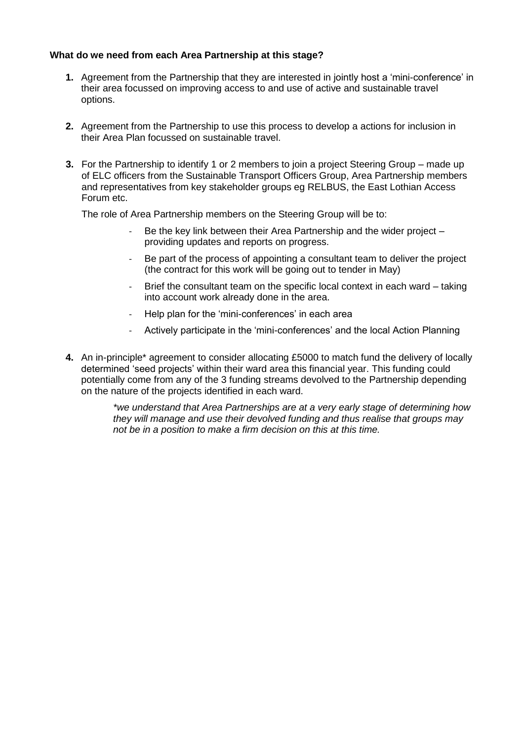**What do we need from each Area Partnership at this stage?**

1. Agreement from the Partnership that they are interested in jointly host a 'mini-conference' in their area focussed on improving access to and use of active and sustainable travel options.

2. Agreement from the Partnership to use this process to develop a actions for inclusion in their Area Plan focussed on sustainable travel.

3. For the Partnership to identify 1 or 2 members to join a project Steering Group – made up of ELC officers from the Sustainable Transport Officers Group, Area Partnership members and representatives from key stakeholder groups eg RELBUS, the East Lothian Access Forum etc.

   The role of Area Partnership members on the Steering Group will be to:

   - Be the key link between their Area Partnership and the wider project – providing updates and reports on progress.
   - Be part of the process of appointing a consultant team to deliver the project (the contract for this work will be going out to tender in May)
   - Brief the consultant team on the specific local context in each ward – taking into account work already done in the area.
   - Help plan for the 'mini-conferences' in each area
   - Actively participate in the 'mini-conferences' and the local Action Planning

4. An in-principle* agreement to consider allocating £5000 to match fund the delivery of locally determined 'seed projects' within their ward area this financial year. This funding could potentially come from any of the 3 funding streams devolved to the Partnership depending on the nature of the projects identified in each ward.

   *\*we understand that Area Partnerships are at a very early stage of determining how they will manage and use their devolved funding and thus realise that groups may not be in a position to make a firm decision on this at this time.*